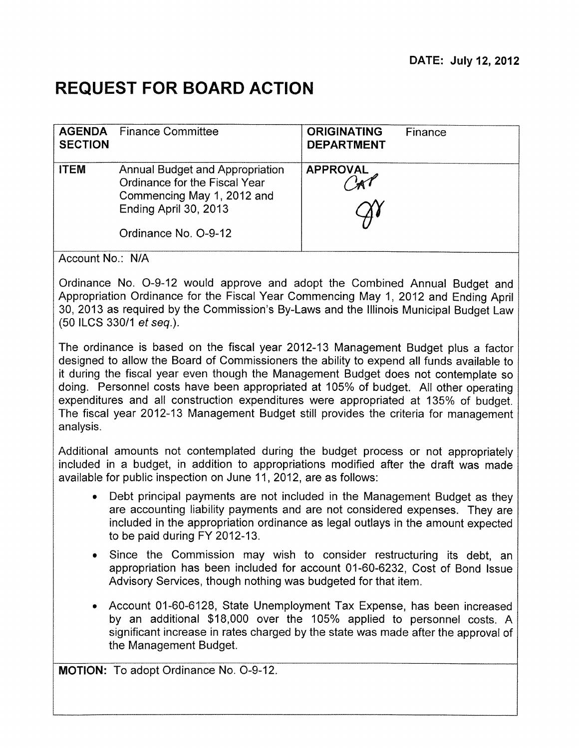**DATE: July 12, 2012**

# REQUEST FOR BOARD ACTION

| **AGENDA SECTION** Finance Committee | **ORIGINATING DEPARTMENT** Finance |
|---|---|
| **ITEM** Annual Budget and Appropriation Ordinance for the Fiscal Year Commencing May 1, 2012 and Ending April 30, 2013<br><br>Ordinance No. O-9-12 | **APPROVAL** CAT GY |

Account No.: N/A

Ordinance No. O-9-12 would approve and adopt the Combined Annual Budget and Appropriation Ordinance for the Fiscal Year Commencing May 1, 2012 and Ending April 30, 2013 as required by the Commission's By-Laws and the Illinois Municipal Budget Law (50 ILCS 330/1 *et seq.*).

The ordinance is based on the fiscal year 2012-13 Management Budget plus a factor designed to allow the Board of Commissioners the ability to expend all funds available to it during the fiscal year even though the Management Budget does not contemplate so doing. Personnel costs have been appropriated at 105% of budget. All other operating expenditures and all construction expenditures were appropriated at 135% of budget. The fiscal year 2012-13 Management Budget still provides the criteria for management analysis.

Additional amounts not contemplated during the budget process or not appropriately included in a budget, in addition to appropriations modified after the draft was made available for public inspection on June 11, 2012, are as follows:

- Debt principal payments are not included in the Management Budget as they are accounting liability payments and are not considered expenses. They are included in the appropriation ordinance as legal outlays in the amount expected to be paid during FY 2012-13.
- Since the Commission may wish to consider restructuring its debt, an appropriation has been included for account 01-60-6232, Cost of Bond Issue Advisory Services, though nothing was budgeted for that item.
- Account 01-60-6128, State Unemployment Tax Expense, has been increased by an additional $18,000 over the 105% applied to personnel costs. A significant increase in rates charged by the state was made after the approval of the Management Budget.

**MOTION:** To adopt Ordinance No. O-9-12.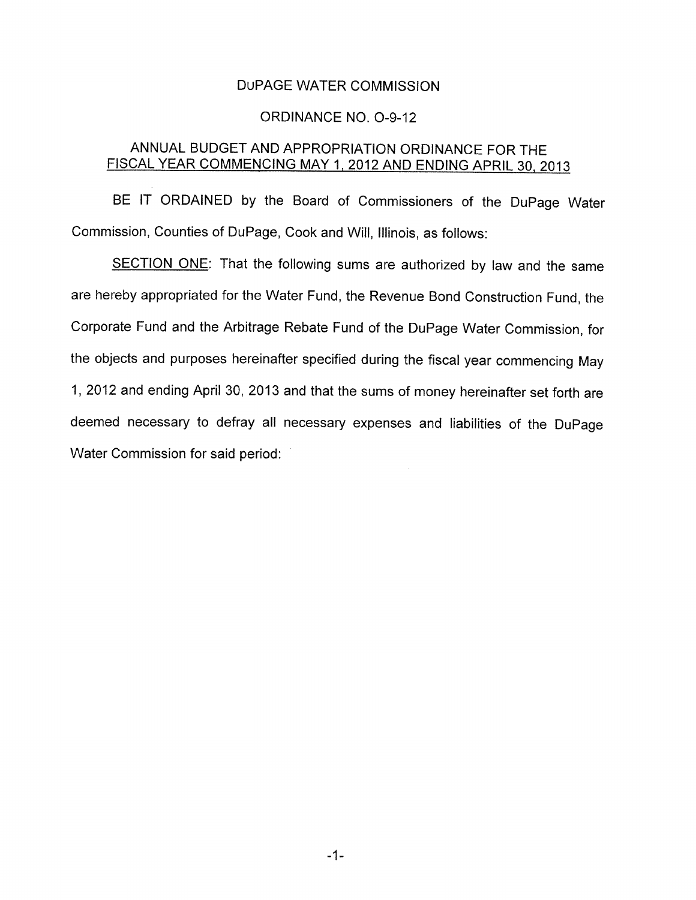DUPAGE WATER COMMISSION

ORDINANCE NO. O-9-12

ANNUAL BUDGET AND APPROPRIATION ORDINANCE FOR THE FISCAL YEAR COMMENCING MAY 1, 2012 AND ENDING APRIL 30, 2013

BE IT ORDAINED by the Board of Commissioners of the DuPage Water Commission, Counties of DuPage, Cook and Will, Illinois, as follows:

SECTION ONE: That the following sums are authorized by law and the same are hereby appropriated for the Water Fund, the Revenue Bond Construction Fund, the Corporate Fund and the Arbitrage Rebate Fund of the DuPage Water Commission, for the objects and purposes hereinafter specified during the fiscal year commencing May 1, 2012 and ending April 30, 2013 and that the sums of money hereinafter set forth are deemed necessary to defray all necessary expenses and liabilities of the DuPage Water Commission for said period: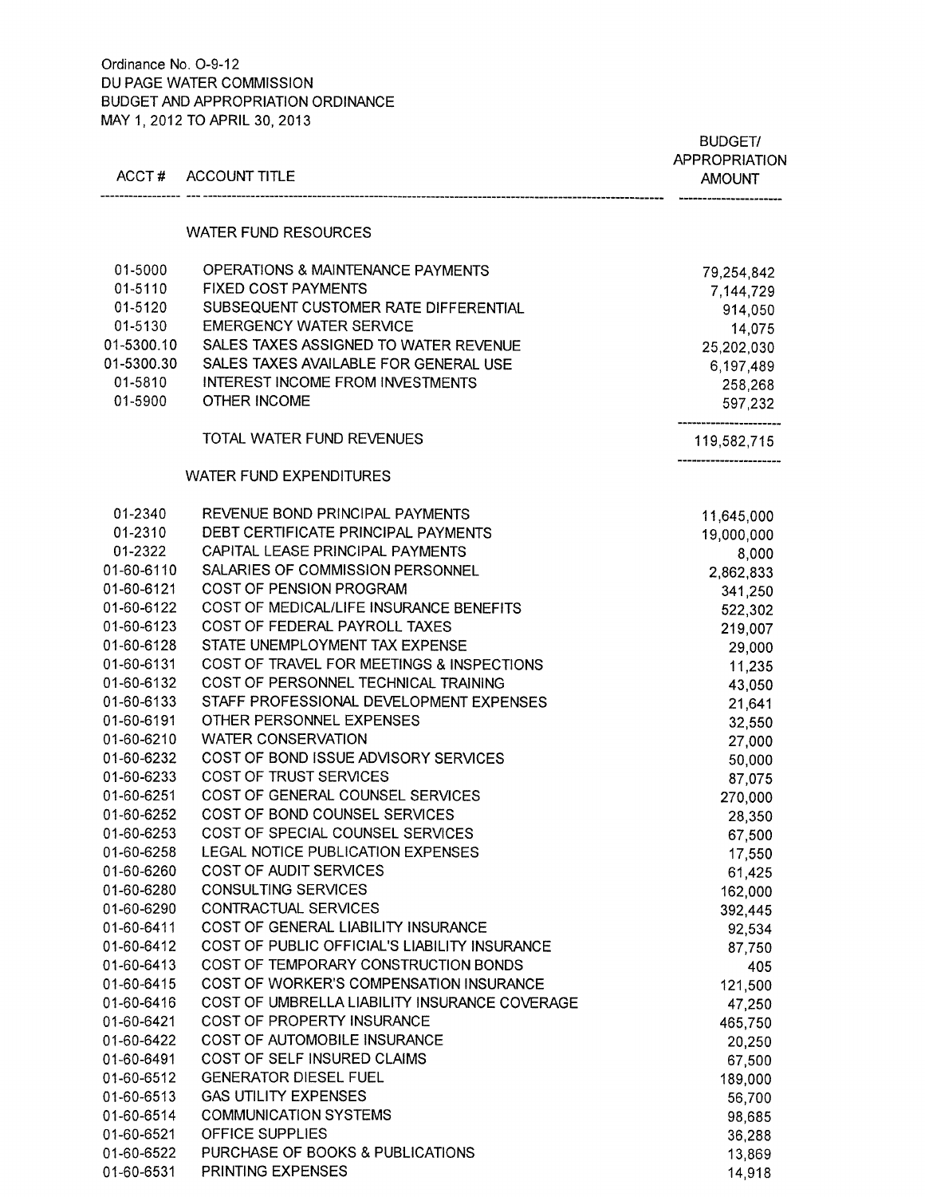Ordinance No. O-9-12
DU PAGE WATER COMMISSION
BUDGET AND APPROPRIATION ORDINANCE
MAY 1, 2012 TO APRIL 30, 2013

| ACCT # | ACCOUNT TITLE | BUDGET/ APPROPRIATION AMOUNT |
|---|---|---|
| | **WATER FUND RESOURCES** | |
| 01-5000 | OPERATIONS & MAINTENANCE PAYMENTS | 79,254,842 |
| 01-5110 | FIXED COST PAYMENTS | 7,144,729 |
| 01-5120 | SUBSEQUENT CUSTOMER RATE DIFFERENTIAL | 914,050 |
| 01-5130 | EMERGENCY WATER SERVICE | 14,075 |
| 01-5300.10 | SALES TAXES ASSIGNED TO WATER REVENUE | 25,202,030 |
| 01-5300.30 | SALES TAXES AVAILABLE FOR GENERAL USE | 6,197,489 |
| 01-5810 | INTEREST INCOME FROM INVESTMENTS | 258,268 |
| 01-5900 | OTHER INCOME | 597,232 |
| | TOTAL WATER FUND REVENUES | 119,582,715 |
| | **WATER FUND EXPENDITURES** | |
| 01-2340 | REVENUE BOND PRINCIPAL PAYMENTS | 11,645,000 |
| 01-2310 | DEBT CERTIFICATE PRINCIPAL PAYMENTS | 19,000,000 |
| 01-2322 | CAPITAL LEASE PRINCIPAL PAYMENTS | 8,000 |
| 01-60-6110 | SALARIES OF COMMISSION PERSONNEL | 2,862,833 |
| 01-60-6121 | COST OF PENSION PROGRAM | 341,250 |
| 01-60-6122 | COST OF MEDICAL/LIFE INSURANCE BENEFITS | 522,302 |
| 01-60-6123 | COST OF FEDERAL PAYROLL TAXES | 219,007 |
| 01-60-6128 | STATE UNEMPLOYMENT TAX EXPENSE | 29,000 |
| 01-60-6131 | COST OF TRAVEL FOR MEETINGS & INSPECTIONS | 11,235 |
| 01-60-6132 | COST OF PERSONNEL TECHNICAL TRAINING | 43,050 |
| 01-60-6133 | STAFF PROFESSIONAL DEVELOPMENT EXPENSES | 21,641 |
| 01-60-6191 | OTHER PERSONNEL EXPENSES | 32,550 |
| 01-60-6210 | WATER CONSERVATION | 27,000 |
| 01-60-6232 | COST OF BOND ISSUE ADVISORY SERVICES | 50,000 |
| 01-60-6233 | COST OF TRUST SERVICES | 87,075 |
| 01-60-6251 | COST OF GENERAL COUNSEL SERVICES | 270,000 |
| 01-60-6252 | COST OF BOND COUNSEL SERVICES | 28,350 |
| 01-60-6253 | COST OF SPECIAL COUNSEL SERVICES | 67,500 |
| 01-60-6258 | LEGAL NOTICE PUBLICATION EXPENSES | 17,550 |
| 01-60-6260 | COST OF AUDIT SERVICES | 61,425 |
| 01-60-6280 | CONSULTING SERVICES | 162,000 |
| 01-60-6290 | CONTRACTUAL SERVICES | 392,445 |
| 01-60-6411 | COST OF GENERAL LIABILITY INSURANCE | 92,534 |
| 01-60-6412 | COST OF PUBLIC OFFICIAL'S LIABILITY INSURANCE | 87,750 |
| 01-60-6413 | COST OF TEMPORARY CONSTRUCTION BONDS | 405 |
| 01-60-6415 | COST OF WORKER'S COMPENSATION INSURANCE | 121,500 |
| 01-60-6416 | COST OF UMBRELLA LIABILITY INSURANCE COVERAGE | 47,250 |
| 01-60-6421 | COST OF PROPERTY INSURANCE | 465,750 |
| 01-60-6422 | COST OF AUTOMOBILE INSURANCE | 20,250 |
| 01-60-6491 | COST OF SELF INSURED CLAIMS | 67,500 |
| 01-60-6512 | GENERATOR DIESEL FUEL | 189,000 |
| 01-60-6513 | GAS UTILITY EXPENSES | 56,700 |
| 01-60-6514 | COMMUNICATION SYSTEMS | 98,685 |
| 01-60-6521 | OFFICE SUPPLIES | 36,288 |
| 01-60-6522 | PURCHASE OF BOOKS & PUBLICATIONS | 13,869 |
| 01-60-6531 | PRINTING EXPENSES | 14,918 |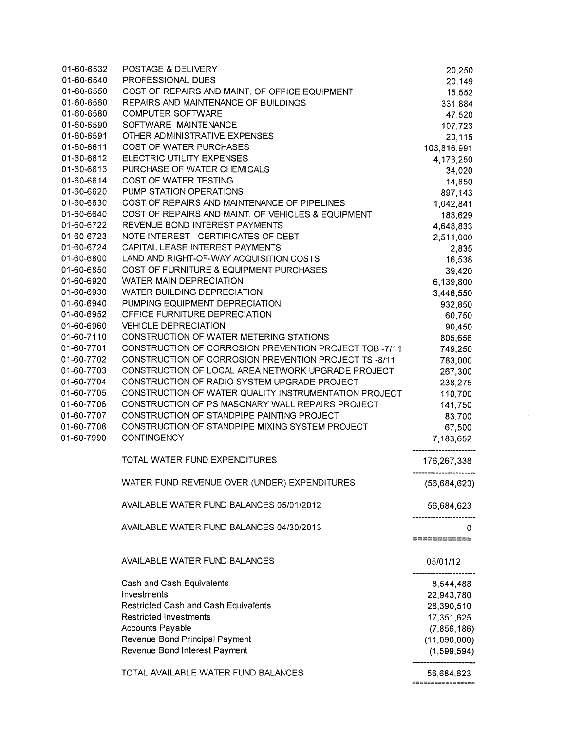| Account | Description | Amount |
|---|---|---|
| 01-60-6532 | POSTAGE & DELIVERY | 20,250 |
| 01-60-6540 | PROFESSIONAL DUES | 20,149 |
| 01-60-6550 | COST OF REPAIRS AND MAINT. OF OFFICE EQUIPMENT | 15,552 |
| 01-60-6560 | REPAIRS AND MAINTENANCE OF BUILDINGS | 331,884 |
| 01-60-6580 | COMPUTER SOFTWARE | 47,520 |
| 01-60-6590 | SOFTWARE MAINTENANCE | 107,723 |
| 01-60-6591 | OTHER ADMINISTRATIVE EXPENSES | 20,115 |
| 01-60-6611 | COST OF WATER PURCHASES | 103,816,991 |
| 01-60-6612 | ELECTRIC UTILITY EXPENSES | 4,178,250 |
| 01-60-6613 | PURCHASE OF WATER CHEMICALS | 34,020 |
| 01-60-6614 | COST OF WATER TESTING | 14,850 |
| 01-60-6620 | PUMP STATION OPERATIONS | 897,143 |
| 01-60-6630 | COST OF REPAIRS AND MAINTENANCE OF PIPELINES | 1,042,841 |
| 01-60-6640 | COST OF REPAIRS AND MAINT. OF VEHICLES & EQUIPMENT | 188,629 |
| 01-60-6722 | REVENUE BOND INTEREST PAYMENTS | 4,648,833 |
| 01-60-6723 | NOTE INTEREST - CERTIFICATES OF DEBT | 2,511,000 |
| 01-60-6724 | CAPITAL LEASE INTEREST PAYMENTS | 2,835 |
| 01-60-6800 | LAND AND RIGHT-OF-WAY ACQUISITION COSTS | 16,538 |
| 01-60-6850 | COST OF FURNITURE & EQUIPMENT PURCHASES | 39,420 |
| 01-60-6920 | WATER MAIN DEPRECIATION | 6,139,800 |
| 01-60-6930 | WATER BUILDING DEPRECIATION | 3,446,550 |
| 01-60-6940 | PUMPING EQUIPMENT DEPRECIATION | 932,850 |
| 01-60-6952 | OFFICE FURNITURE DEPRECIATION | 60,750 |
| 01-60-6960 | VEHICLE DEPRECIATION | 90,450 |
| 01-60-7110 | CONSTRUCTION OF WATER METERING STATIONS | 805,656 |
| 01-60-7701 | CONSTRUCTION OF CORROSION PREVENTION PROJECT TOB -7/11 | 749,250 |
| 01-60-7702 | CONSTRUCTION OF CORROSION PREVENTION PROJECT TS -8/11 | 783,000 |
| 01-60-7703 | CONSTRUCTION OF LOCAL AREA NETWORK UPGRADE PROJECT | 267,300 |
| 01-60-7704 | CONSTRUCTION OF RADIO SYSTEM UPGRADE PROJECT | 238,275 |
| 01-60-7705 | CONSTRUCTION OF WATER QUALITY INSTRUMENTATION PROJECT | 110,700 |
| 01-60-7706 | CONSTRUCTION OF PS MASONARY WALL REPAIRS PROJECT | 141,750 |
| 01-60-7707 | CONSTRUCTION OF STANDPIPE PAINTING PROJECT | 83,700 |
| 01-60-7708 | CONSTRUCTION OF STANDPIPE MIXING SYSTEM PROJECT | 67,500 |
| 01-60-7990 | CONTINGENCY | 7,183,652 |
| | TOTAL WATER FUND EXPENDITURES | 176,267,338 |
| | WATER FUND REVENUE OVER (UNDER) EXPENDITURES | (56,684,623) |
| | AVAILABLE WATER FUND BALANCES 05/01/2012 | 56,684,623 |
| | AVAILABLE WATER FUND BALANCES 04/30/2013 | 0 |

| AVAILABLE WATER FUND BALANCES | 05/01/12 |
|---|---|
| Cash and Cash Equivalents | 8,544,488 |
| Investments | 22,943,780 |
| Restricted Cash and Cash Equivalents | 28,390,510 |
| Restricted Investments | 17,351,625 |
| Accounts Payable | (7,856,186) |
| Revenue Bond Principal Payment | (11,090,000) |
| Revenue Bond Interest Payment | (1,599,594) |
| TOTAL AVAILABLE WATER FUND BALANCES | 56,684,623 |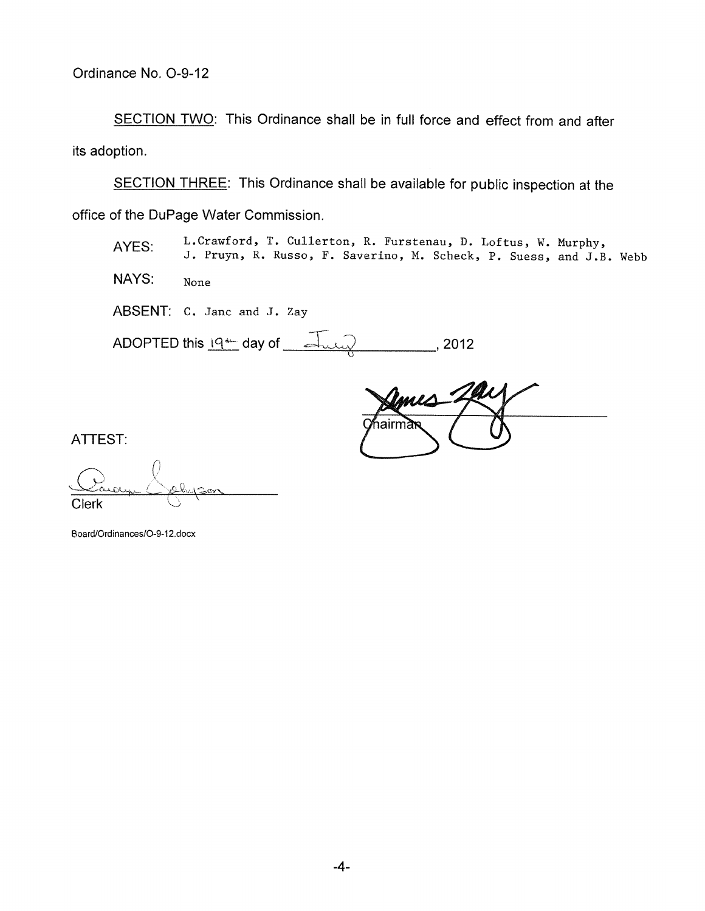Ordinance No. O-9-12

<u>SECTION TWO</u>: This Ordinance shall be in full force and effect from and after its adoption.

<u>SECTION THREE</u>: This Ordinance shall be available for public inspection at the office of the DuPage Water Commission.

AYES: L.Crawford, T. Cullerton, R. Furstenau, D. Loftus, W. Murphy, J. Pruyn, R. Russo, F. Saverino, M. Scheck, P. Suess, and J.B. Webb

NAYS: None

ABSENT: C. Janc and J. Zay

ADOPTED this 19th day of July, 2012

James Zay
Chairman

ATTEST:

Carolyn Johnson
Clerk

Board/Ordinances/O-9-12.docx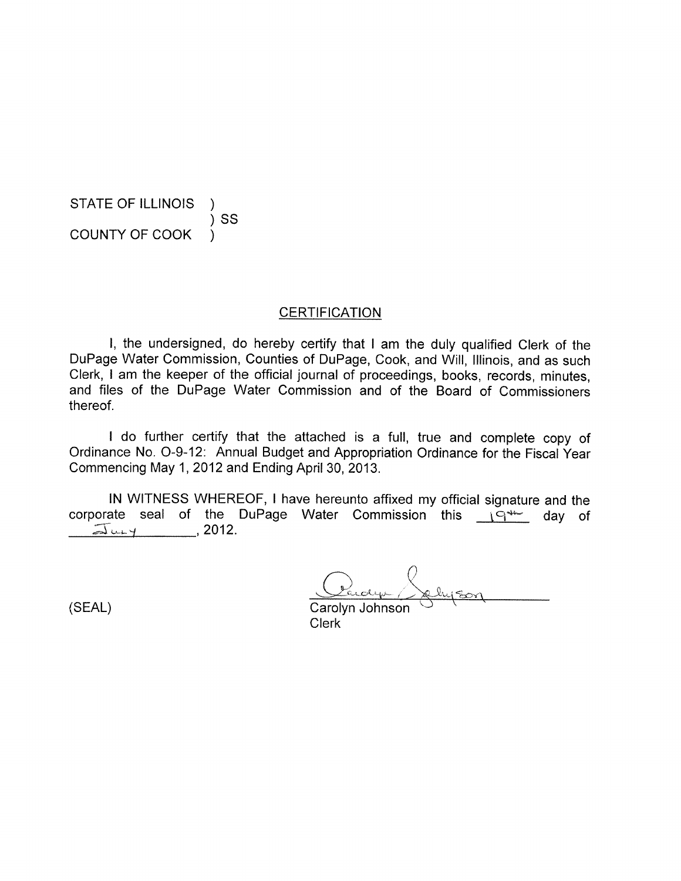STATE OF ILLINOIS )
) SS
COUNTY OF COOK )

## CERTIFICATION

I, the undersigned, do hereby certify that I am the duly qualified Clerk of the DuPage Water Commission, Counties of DuPage, Cook, and Will, Illinois, and as such Clerk, I am the keeper of the official journal of proceedings, books, records, minutes, and files of the DuPage Water Commission and of the Board of Commissioners thereof.

I do further certify that the attached is a full, true and complete copy of Ordinance No. O-9-12: Annual Budget and Appropriation Ordinance for the Fiscal Year Commencing May 1, 2012 and Ending April 30, 2013.

IN WITNESS WHEREOF, I have hereunto affixed my official signature and the corporate seal of the DuPage Water Commission this 19th day of July, 2012.

(SEAL)

Carolyn Johnson
Clerk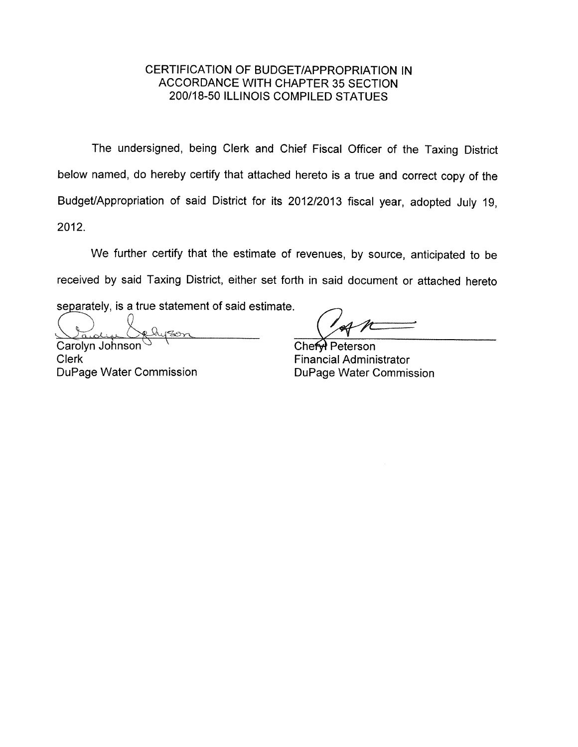# CERTIFICATION OF BUDGET/APPROPRIATION IN ACCORDANCE WITH CHAPTER 35 SECTION 200/18-50 ILLINOIS COMPILED STATUES

The undersigned, being Clerk and Chief Fiscal Officer of the Taxing District below named, do hereby certify that attached hereto is a true and correct copy of the Budget/Appropriation of said District for its 2012/2013 fiscal year, adopted July 19, 2012.

We further certify that the estimate of revenues, by source, anticipated to be received by said Taxing District, either set forth in said document or attached hereto separately, is a true statement of said estimate.

Carolyn Johnson
Clerk
DuPage Water Commission

Cheryl Peterson
Financial Administrator
DuPage Water Commission